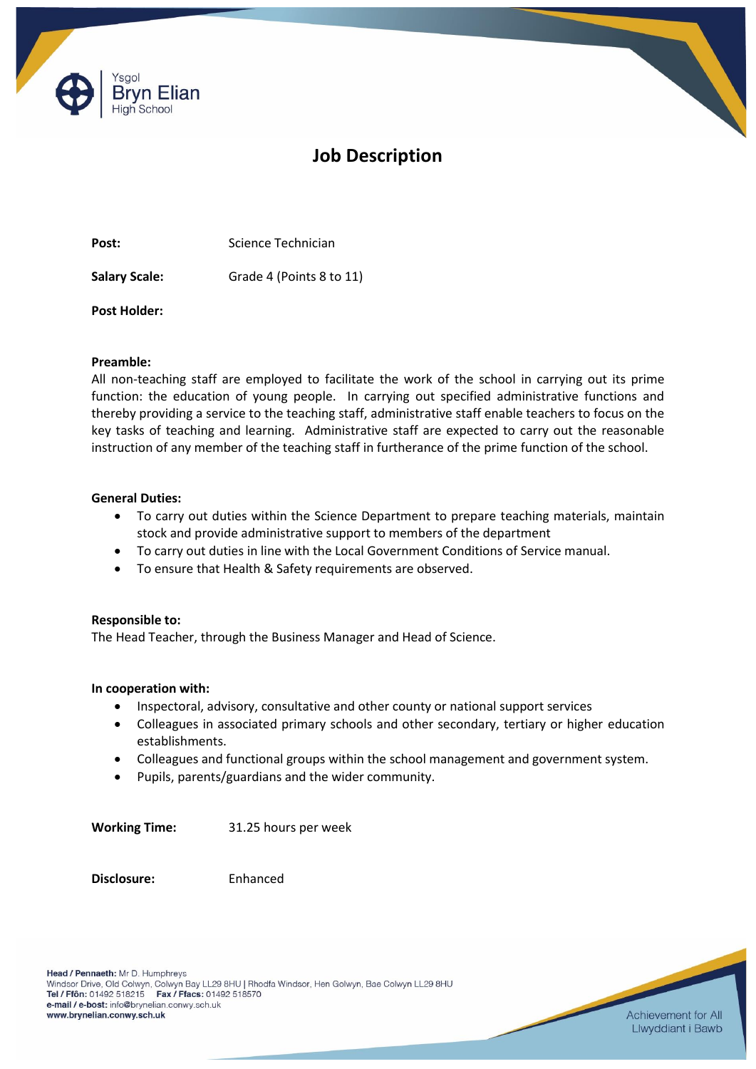# Job Description

**Post:** Science Technician

**Salary Scale:** Grade 4 (Points 8 to 11)

**Post Holder:**

**Preamble:**
All non-teaching staff are employed to facilitate the work of the school in carrying out its prime function: the education of young people. In carrying out specified administrative functions and thereby providing a service to the teaching staff, administrative staff enable teachers to focus on the key tasks of teaching and learning. Administrative staff are expected to carry out the reasonable instruction of any member of the teaching staff in furtherance of the prime function of the school.

**General Duties:**

- To carry out duties within the Science Department to prepare teaching materials, maintain stock and provide administrative support to members of the department
- To carry out duties in line with the Local Government Conditions of Service manual.
- To ensure that Health & Safety requirements are observed.

**Responsible to:**
The Head Teacher, through the Business Manager and Head of Science.

**In cooperation with:**

- Inspectoral, advisory, consultative and other county or national support services
- Colleagues in associated primary schools and other secondary, tertiary or higher education establishments.
- Colleagues and functional groups within the school management and government system.
- Pupils, parents/guardians and the wider community.

**Working Time:** 31.25 hours per week

**Disclosure:** Enhanced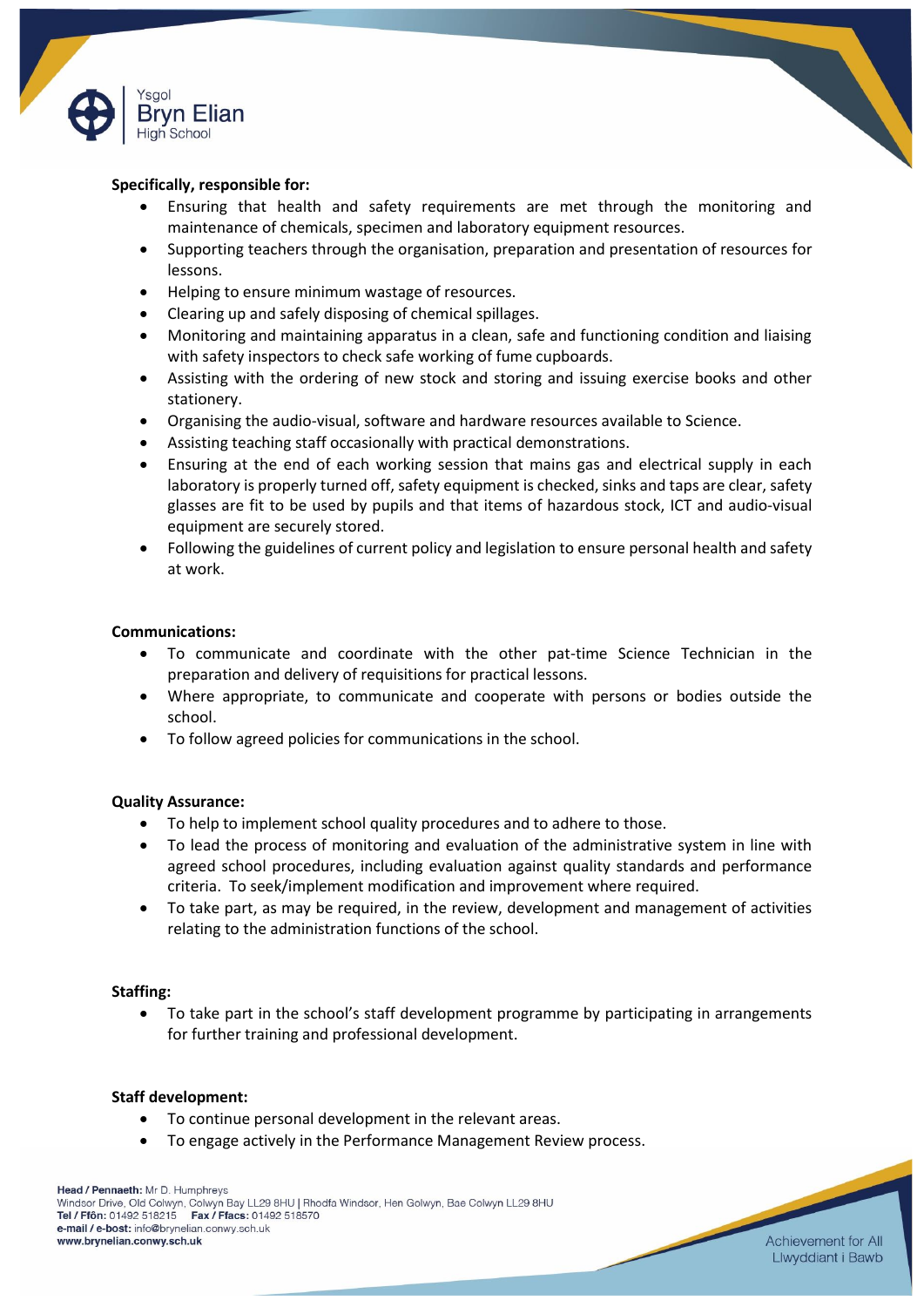**Specifically, responsible for:**

- Ensuring that health and safety requirements are met through the monitoring and maintenance of chemicals, specimen and laboratory equipment resources.
- Supporting teachers through the organisation, preparation and presentation of resources for lessons.
- Helping to ensure minimum wastage of resources.
- Clearing up and safely disposing of chemical spillages.
- Monitoring and maintaining apparatus in a clean, safe and functioning condition and liaising with safety inspectors to check safe working of fume cupboards.
- Assisting with the ordering of new stock and storing and issuing exercise books and other stationery.
- Organising the audio-visual, software and hardware resources available to Science.
- Assisting teaching staff occasionally with practical demonstrations.
- Ensuring at the end of each working session that mains gas and electrical supply in each laboratory is properly turned off, safety equipment is checked, sinks and taps are clear, safety glasses are fit to be used by pupils and that items of hazardous stock, ICT and audio-visual equipment are securely stored.
- Following the guidelines of current policy and legislation to ensure personal health and safety at work.

**Communications:**

- To communicate and coordinate with the other pat-time Science Technician in the preparation and delivery of requisitions for practical lessons.
- Where appropriate, to communicate and cooperate with persons or bodies outside the school.
- To follow agreed policies for communications in the school.

**Quality Assurance:**

- To help to implement school quality procedures and to adhere to those.
- To lead the process of monitoring and evaluation of the administrative system in line with agreed school procedures, including evaluation against quality standards and performance criteria. To seek/implement modification and improvement where required.
- To take part, as may be required, in the review, development and management of activities relating to the administration functions of the school.

**Staffing:**

- To take part in the school's staff development programme by participating in arrangements for further training and professional development.

**Staff development:**

- To continue personal development in the relevant areas.
- To engage actively in the Performance Management Review process.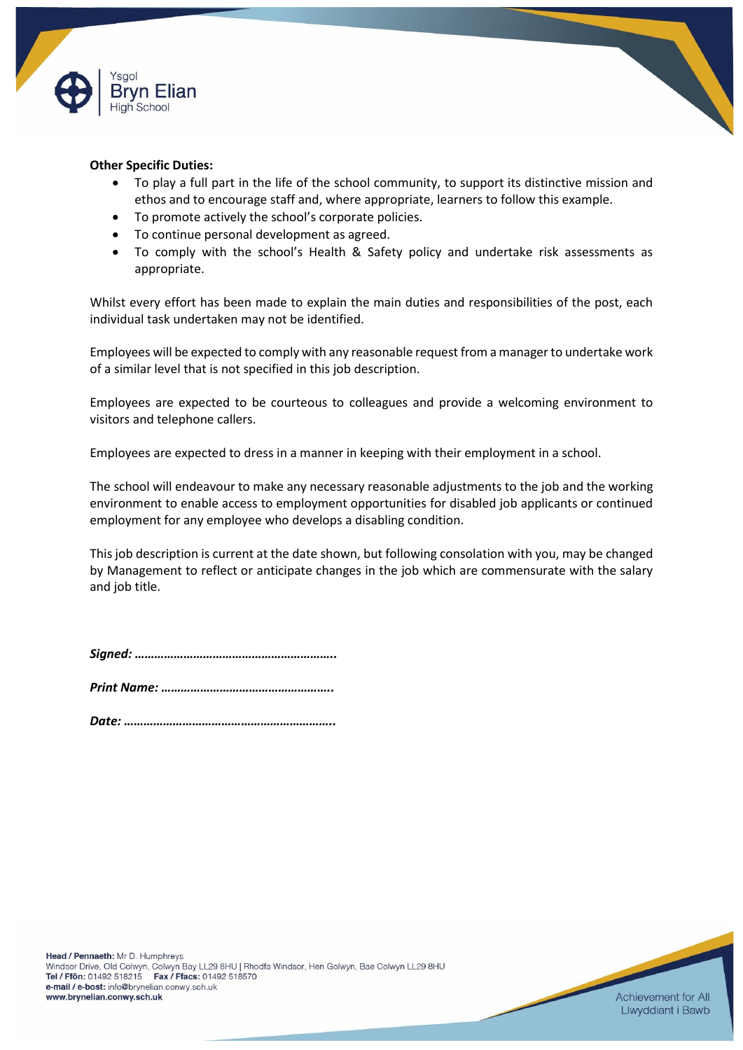**Other Specific Duties:**

- To play a full part in the life of the school community, to support its distinctive mission and ethos and to encourage staff and, where appropriate, learners to follow this example.
- To promote actively the school's corporate policies.
- To continue personal development as agreed.
- To comply with the school's Health & Safety policy and undertake risk assessments as appropriate.

Whilst every effort has been made to explain the main duties and responsibilities of the post, each individual task undertaken may not be identified.

Employees will be expected to comply with any reasonable request from a manager to undertake work of a similar level that is not specified in this job description.

Employees are expected to be courteous to colleagues and provide a welcoming environment to visitors and telephone callers.

Employees are expected to dress in a manner in keeping with their employment in a school.

The school will endeavour to make any necessary reasonable adjustments to the job and the working environment to enable access to employment opportunities for disabled job applicants or continued employment for any employee who develops a disabling condition.

This job description is current at the date shown, but following consolation with you, may be changed by Management to reflect or anticipate changes in the job which are commensurate with the salary and job title.

***Signed: …………………………………………………….***

***Print Name: …………………………………………….***

***Date: ……………………………………………………….***